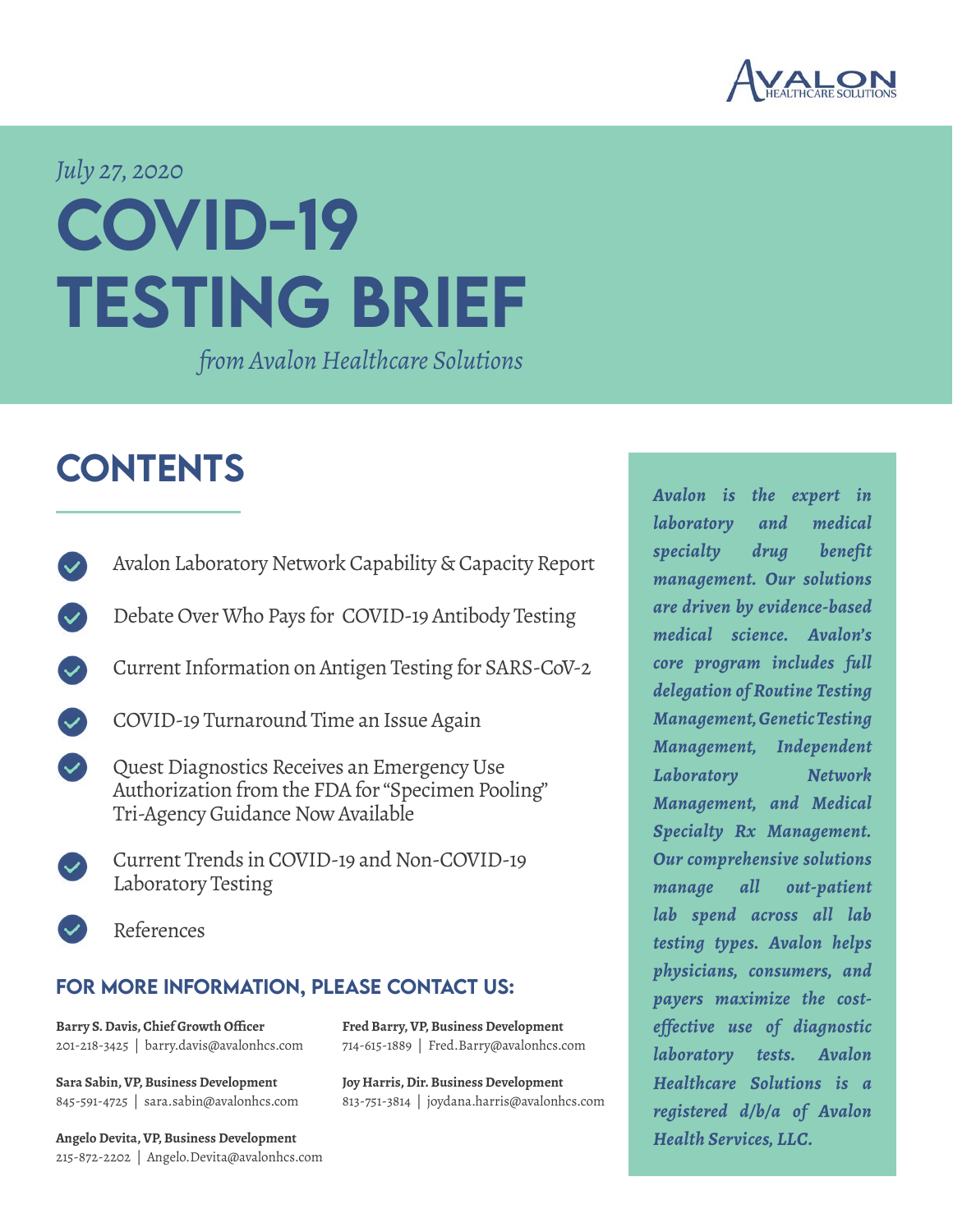AVALON HEALTHCARE SOLUTIONS

*July 27, 2020*

# COVID-19 TESTING BRIEF

*from Avalon Healthcare Solutions*

## CONTENTS

- Avalon Laboratory Network Capability & Capacity Report
- Debate Over Who Pays for COVID-19 Antibody Testing
- Current Information on Antigen Testing for SARS-CoV-2
- COVID-19 Turnaround Time an Issue Again
- Quest Diagnostics Receives an Emergency Use Authorization from the FDA for "Specimen Pooling" Tri-Agency Guidance Now Available
- Current Trends in COVID-19 and Non-COVID-19 Laboratory Testing
- References

### FOR MORE INFORMATION, PLEASE CONTACT US:

**Barry S. Davis, Chief Growth Officer**
201-218-3425 | barry.davis@avalonhcs.com

**Fred Barry, VP, Business Development**
714-615-1889 | Fred.Barry@avalonhcs.com

**Sara Sabin, VP, Business Development**
845-591-4725 | sara.sabin@avalonhcs.com

**Joy Harris, Dir. Business Development**
813-751-3814 | joydana.harris@avalonhcs.com

**Angelo Devita, VP, Business Development**
215-872-2202 | Angelo.Devita@avalonhcs.com

***Avalon is the expert in laboratory and medical specialty drug benefit management. Our solutions are driven by evidence-based medical science. Avalon's core program includes full delegation of Routine Testing Management, Genetic Testing Management, Independent Laboratory Network Management, and Medical Specialty Rx Management. Our comprehensive solutions manage all out-patient lab spend across all lab testing types. Avalon helps physicians, consumers, and payers maximize the cost-effective use of diagnostic laboratory tests. Avalon Healthcare Solutions is a registered d/b/a of Avalon Health Services, LLC.***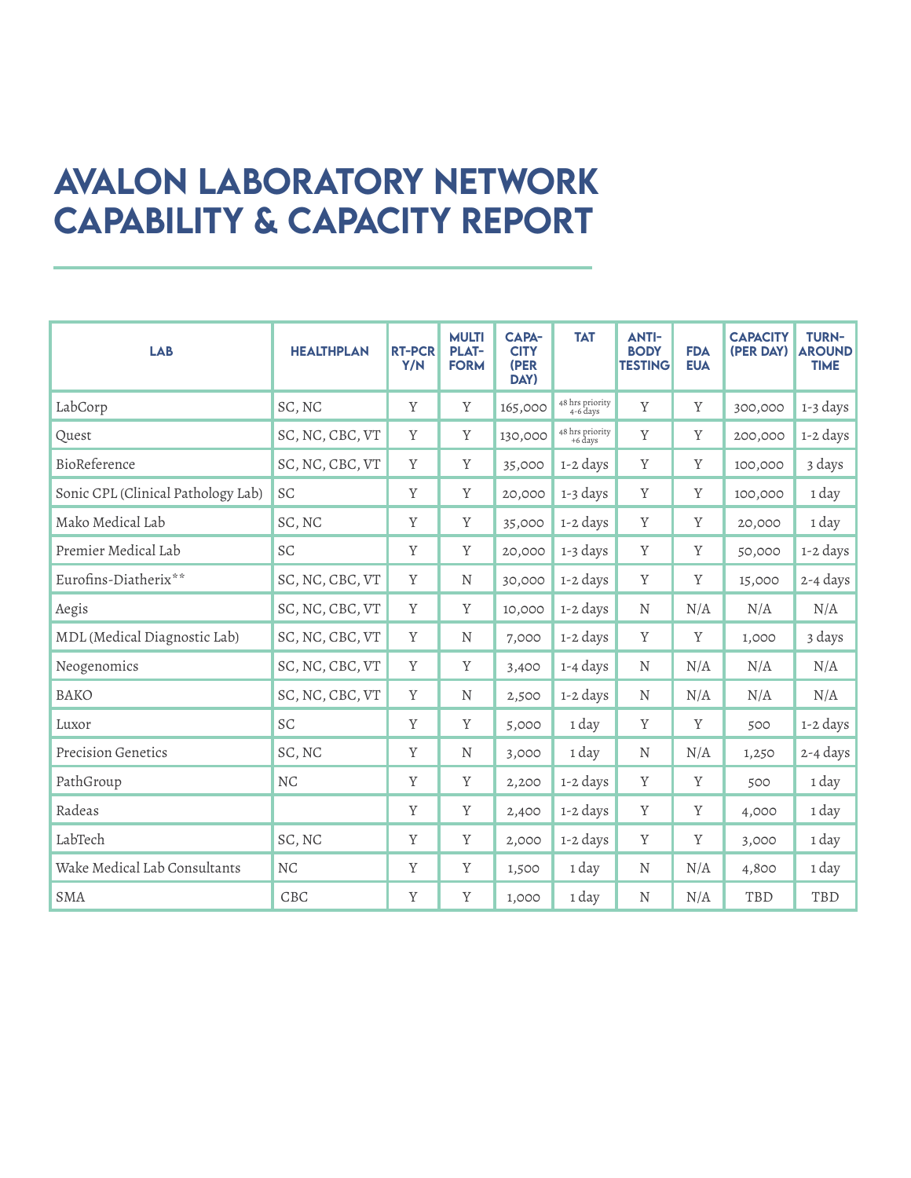# AVALON LABORATORY NETWORK CAPABILITY & CAPACITY REPORT

| LAB | HEALTHPLAN | RT-PCR Y/N | MULTI PLAT-FORM | CAPA-CITY (PER DAY) | TAT | ANTI-BODY TESTING | FDA EUA | CAPACITY (PER DAY) | TURN-AROUND TIME |
|---|---|---|---|---|---|---|---|---|---|
| LabCorp | SC, NC | Y | Y | 165,000 | 48 hrs priority 4-6 days | Y | Y | 300,000 | 1-3 days |
| Quest | SC, NC, CBC, VT | Y | Y | 130,000 | 48 hrs priority +6 days | Y | Y | 200,000 | 1-2 days |
| BioReference | SC, NC, CBC, VT | Y | Y | 35,000 | 1-2 days | Y | Y | 100,000 | 3 days |
| Sonic CPL (Clinical Pathology Lab) | SC | Y | Y | 20,000 | 1-3 days | Y | Y | 100,000 | 1 day |
| Mako Medical Lab | SC, NC | Y | Y | 35,000 | 1-2 days | Y | Y | 20,000 | 1 day |
| Premier Medical Lab | SC | Y | Y | 20,000 | 1-3 days | Y | Y | 50,000 | 1-2 days |
| Eurofins-Diatherix** | SC, NC, CBC, VT | Y | N | 30,000 | 1-2 days | Y | Y | 15,000 | 2-4 days |
| Aegis | SC, NC, CBC, VT | Y | Y | 10,000 | 1-2 days | N | N/A | N/A | N/A |
| MDL (Medical Diagnostic Lab) | SC, NC, CBC, VT | Y | N | 7,000 | 1-2 days | Y | Y | 1,000 | 3 days |
| Neogenomics | SC, NC, CBC, VT | Y | Y | 3,400 | 1-4 days | N | N/A | N/A | N/A |
| BAKO | SC, NC, CBC, VT | Y | N | 2,500 | 1-2 days | N | N/A | N/A | N/A |
| Luxor | SC | Y | Y | 5,000 | 1 day | Y | Y | 500 | 1-2 days |
| Precision Genetics | SC, NC | Y | N | 3,000 | 1 day | N | N/A | 1,250 | 2-4 days |
| PathGroup | NC | Y | Y | 2,200 | 1-2 days | Y | Y | 500 | 1 day |
| Radeas | | Y | Y | 2,400 | 1-2 days | Y | Y | 4,000 | 1 day |
| LabTech | SC, NC | Y | Y | 2,000 | 1-2 days | Y | Y | 3,000 | 1 day |
| Wake Medical Lab Consultants | NC | Y | Y | 1,500 | 1 day | N | N/A | 4,800 | 1 day |
| SMA | CBC | Y | Y | 1,000 | 1 day | N | N/A | TBD | TBD |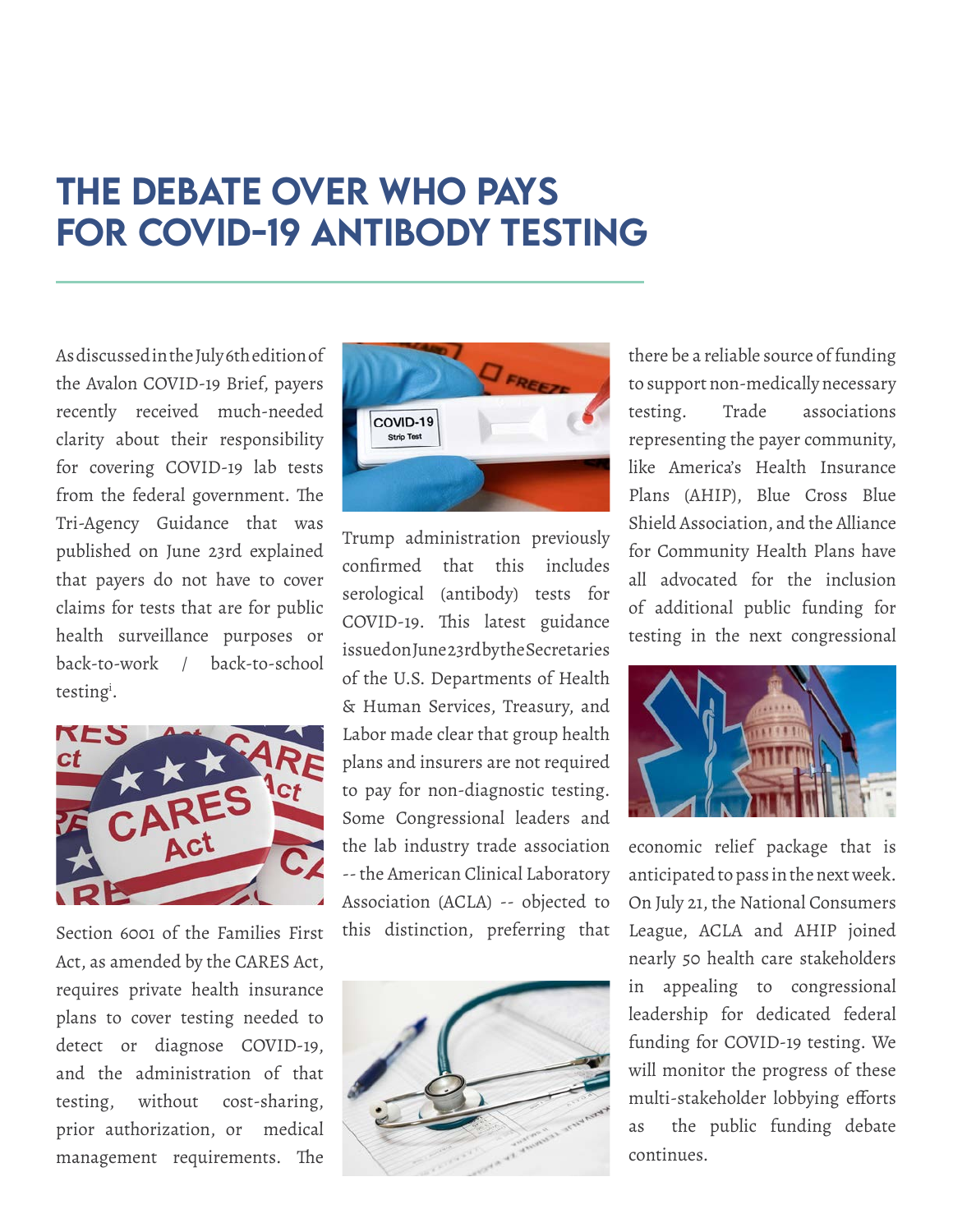# THE DEBATE OVER WHO PAYS FOR COVID-19 ANTIBODY TESTING

As discussed in the July 6th edition of the Avalon COVID-19 Brief, payers recently received much-needed clarity about their responsibility for covering COVID-19 lab tests from the federal government. The Tri-Agency Guidance that was published on June 23rd explained that payers do not have to cover claims for tests that are for public health surveillance purposes or back-to-work / back-to-school testing[i].

Section 6001 of the Families First Act, as amended by the CARES Act, requires private health insurance plans to cover testing needed to detect or diagnose COVID-19, and the administration of that testing, without cost-sharing, prior authorization, or medical management requirements. The Trump administration previously confirmed that this includes serological (antibody) tests for COVID-19. This latest guidance issued on June 23rd by the Secretaries of the U.S. Departments of Health & Human Services, Treasury, and Labor made clear that group health plans and insurers are not required to pay for non-diagnostic testing. Some Congressional leaders and the lab industry trade association -- the American Clinical Laboratory Association (ACLA) -- objected to this distinction, preferring that there be a reliable source of funding to support non-medically necessary testing. Trade associations representing the payer community, like America's Health Insurance Plans (AHIP), Blue Cross Blue Shield Association, and the Alliance for Community Health Plans have all advocated for the inclusion of additional public funding for testing in the next congressional economic relief package that is anticipated to pass in the next week. On July 21, the National Consumers League, ACLA and AHIP joined nearly 50 health care stakeholders in appealing to congressional leadership for dedicated federal funding for COVID-19 testing. We will monitor the progress of these multi-stakeholder lobbying efforts as the public funding debate continues.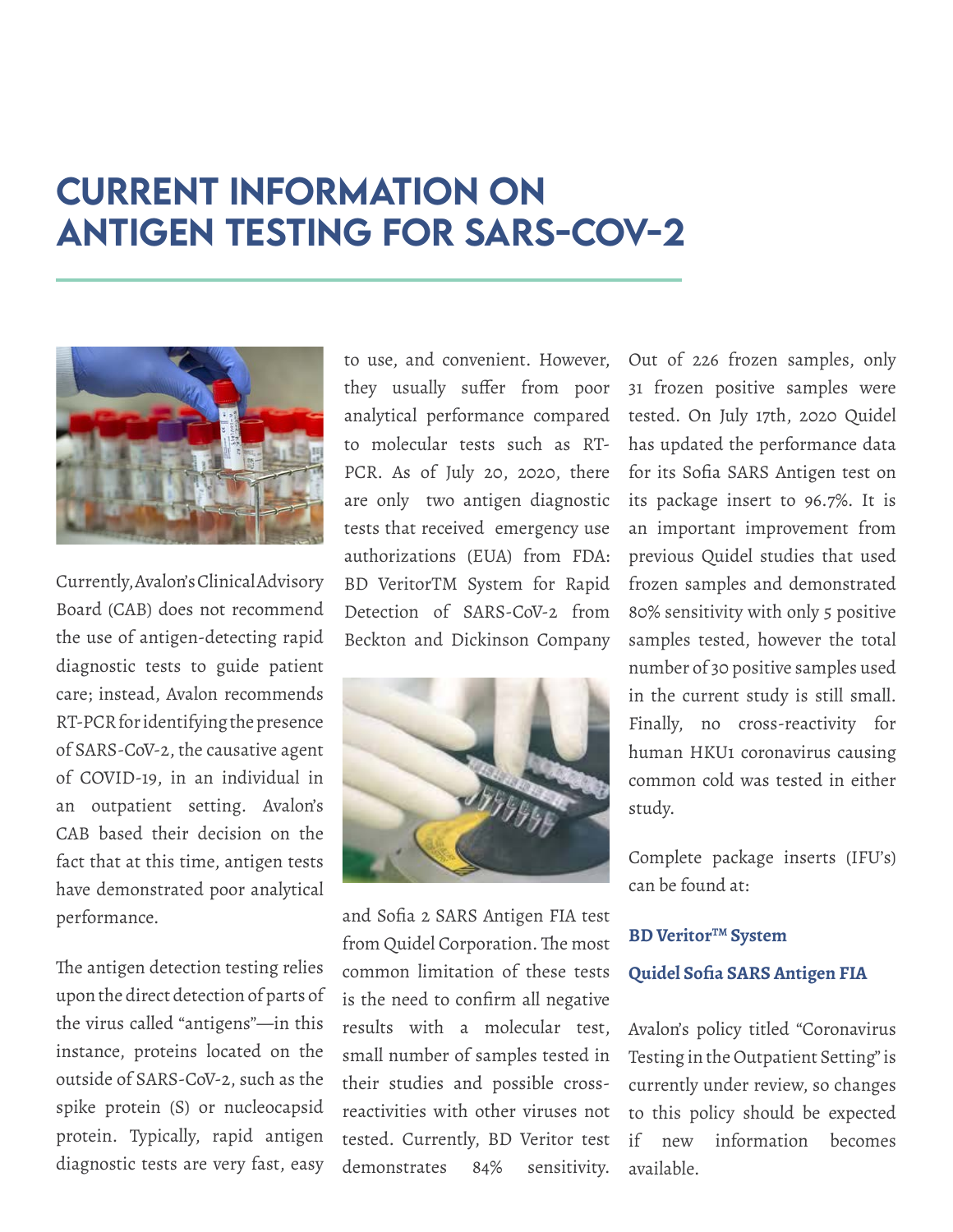# CURRENT INFORMATION ON ANTIGEN TESTING FOR SARS-COV-2

Currently, Avalon's Clinical Advisory Board (CAB) does not recommend the use of antigen-detecting rapid diagnostic tests to guide patient care; instead, Avalon recommends RT-PCR for identifying the presence of SARS-CoV-2, the causative agent of COVID-19, in an individual in an outpatient setting. Avalon's CAB based their decision on the fact that at this time, antigen tests have demonstrated poor analytical performance.

The antigen detection testing relies upon the direct detection of parts of the virus called "antigens"—in this instance, proteins located on the outside of SARS-CoV-2, such as the spike protein (S) or nucleocapsid protein. Typically, rapid antigen diagnostic tests are very fast, easy to use, and convenient. However, they usually suffer from poor analytical performance compared to molecular tests such as RT-PCR. As of July 20, 2020, there are only two antigen diagnostic tests that received emergency use authorizations (EUA) from FDA: BD VeritorTM System for Rapid Detection of SARS-CoV-2 from Beckton and Dickinson Company and Sofia 2 SARS Antigen FIA test from Quidel Corporation. The most common limitation of these tests is the need to confirm all negative results with a molecular test, small number of samples tested in their studies and possible cross-reactivities with other viruses not tested. Currently, BD Veritor test demonstrates 84% sensitivity. Out of 226 frozen samples, only 31 frozen positive samples were tested. On July 17th, 2020 Quidel has updated the performance data for its Sofia SARS Antigen test on its package insert to 96.7%. It is an important improvement from previous Quidel studies that used frozen samples and demonstrated 80% sensitivity with only 5 positive samples tested, however the total number of 30 positive samples used in the current study is still small. Finally, no cross-reactivity for human HKU1 coronavirus causing common cold was tested in either study.

Complete package inserts (IFU's) can be found at:

**BD Veritor™ System**

**Quidel Sofia SARS Antigen FIA**

Avalon's policy titled "Coronavirus Testing in the Outpatient Setting" is currently under review, so changes to this policy should be expected if new information becomes available.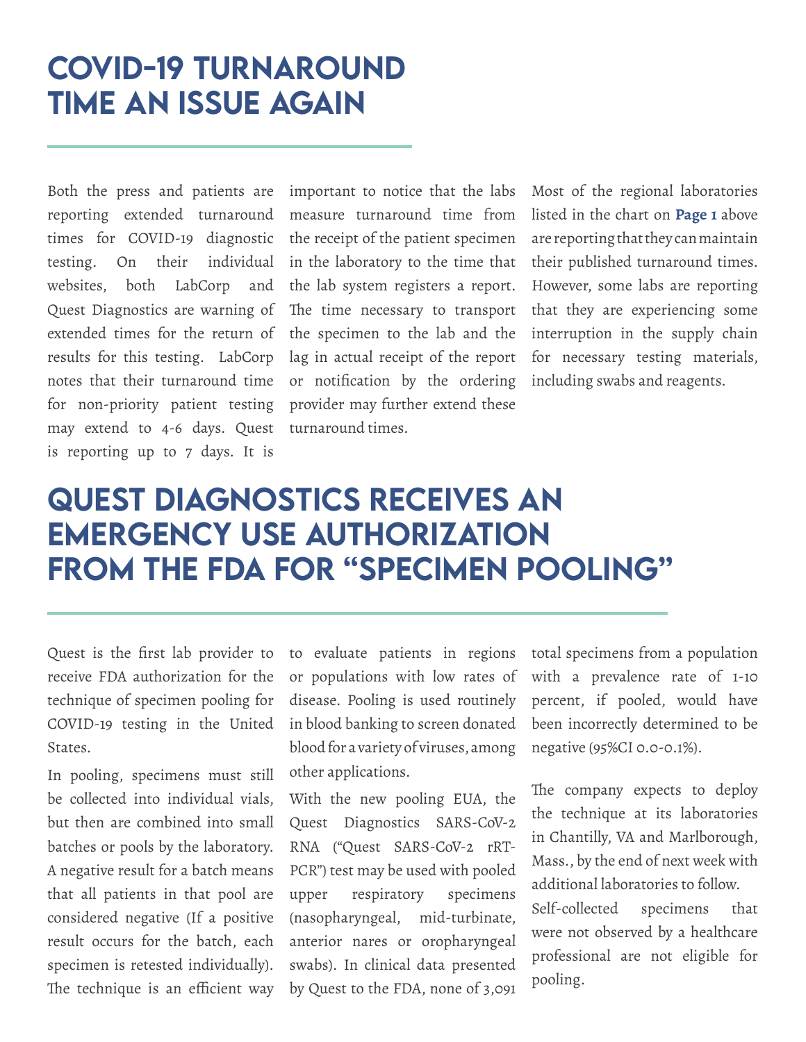# COVID-19 TURNAROUND TIME AN ISSUE AGAIN

Both the press and patients are reporting extended turnaround times for COVID-19 diagnostic testing. On their individual websites, both LabCorp and Quest Diagnostics are warning of extended times for the return of results for this testing. LabCorp notes that their turnaround time for non-priority patient testing may extend to 4-6 days. Quest is reporting up to 7 days. It is important to notice that the labs measure turnaround time from the receipt of the patient specimen in the laboratory to the time that the lab system registers a report. The time necessary to transport the specimen to the lab and the lag in actual receipt of the report or notification by the ordering provider may further extend these turnaround times.

Most of the regional laboratories listed in the chart on **Page 1** above are reporting that they can maintain their published turnaround times. However, some labs are reporting that they are experiencing some interruption in the supply chain for necessary testing materials, including swabs and reagents.

# QUEST DIAGNOSTICS RECEIVES AN EMERGENCY USE AUTHORIZATION FROM THE FDA FOR "SPECIMEN POOLING"

Quest is the first lab provider to receive FDA authorization for the technique of specimen pooling for COVID-19 testing in the United States.

In pooling, specimens must still be collected into individual vials, but then are combined into small batches or pools by the laboratory. A negative result for a batch means that all patients in that pool are considered negative (If a positive result occurs for the batch, each specimen is retested individually). The technique is an efficient way to evaluate patients in regions or populations with low rates of disease. Pooling is used routinely in blood banking to screen donated blood for a variety of viruses, among other applications.

With the new pooling EUA, the Quest Diagnostics SARS-CoV-2 RNA ("Quest SARS-CoV-2 rRT-PCR") test may be used with pooled upper respiratory specimens (nasopharyngeal, mid-turbinate, anterior nares or oropharyngeal swabs). In clinical data presented by Quest to the FDA, none of 3,091 total specimens from a population with a prevalence rate of 1-10 percent, if pooled, would have been incorrectly determined to be negative (95%CI 0.0-0.1%).

The company expects to deploy the technique at its laboratories in Chantilly, VA and Marlborough, Mass., by the end of next week with additional laboratories to follow.

Self-collected specimens that were not observed by a healthcare professional are not eligible for pooling.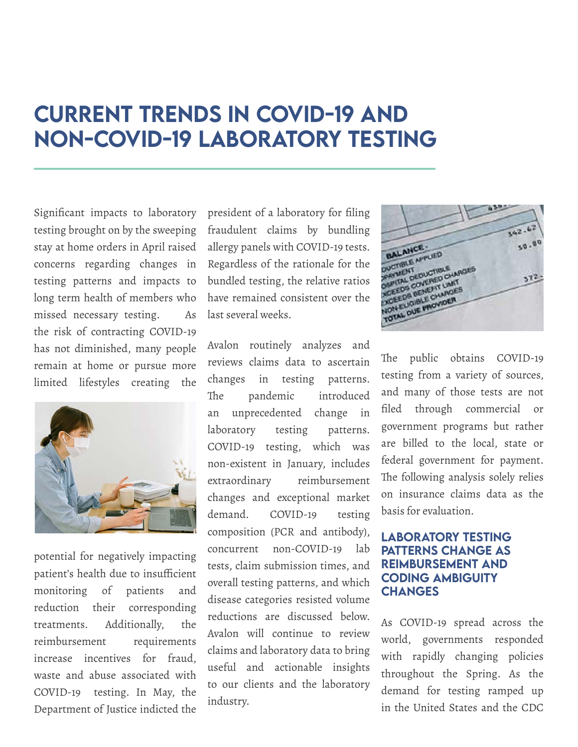# CURRENT TRENDS IN COVID-19 AND NON-COVID-19 LABORATORY TESTING

Significant impacts to laboratory testing brought on by the sweeping stay at home orders in April raised concerns regarding changes in testing patterns and impacts to long term health of members who missed necessary testing. As the risk of contracting COVID-19 has not diminished, many people remain at home or pursue more limited lifestyles creating the potential for negatively impacting patient's health due to insufficient monitoring of patients and reduction their corresponding treatments. Additionally, the reimbursement requirements increase incentives for fraud, waste and abuse associated with COVID-19 testing. In May, the Department of Justice indicted the president of a laboratory for filing fraudulent claims by bundling allergy panels with COVID-19 tests. Regardless of the rationale for the bundled testing, the relative ratios have remained consistent over the last several weeks.

Avalon routinely analyzes and reviews claims data to ascertain changes in testing patterns. The pandemic introduced an unprecedented change in laboratory testing patterns. COVID-19 testing, which was non-existent in January, includes extraordinary reimbursement changes and exceptional market demand. COVID-19 testing composition (PCR and antibody), concurrent non-COVID-19 lab tests, claim submission times, and overall testing patterns, and which disease categories resisted volume reductions are discussed below. Avalon will continue to review claims and laboratory data to bring useful and actionable insights to our clients and the laboratory industry.

The public obtains COVID-19 testing from a variety of sources, and many of those tests are not filed through commercial or government programs but rather are billed to the local, state or federal government for payment. The following analysis solely relies on insurance claims data as the basis for evaluation.

## LABORATORY TESTING PATTERNS CHANGE AS REIMBURSEMENT AND CODING AMBIGUITY CHANGES

As COVID-19 spread across the world, governments responded with rapidly changing policies throughout the Spring. As the demand for testing ramped up in the United States and the CDC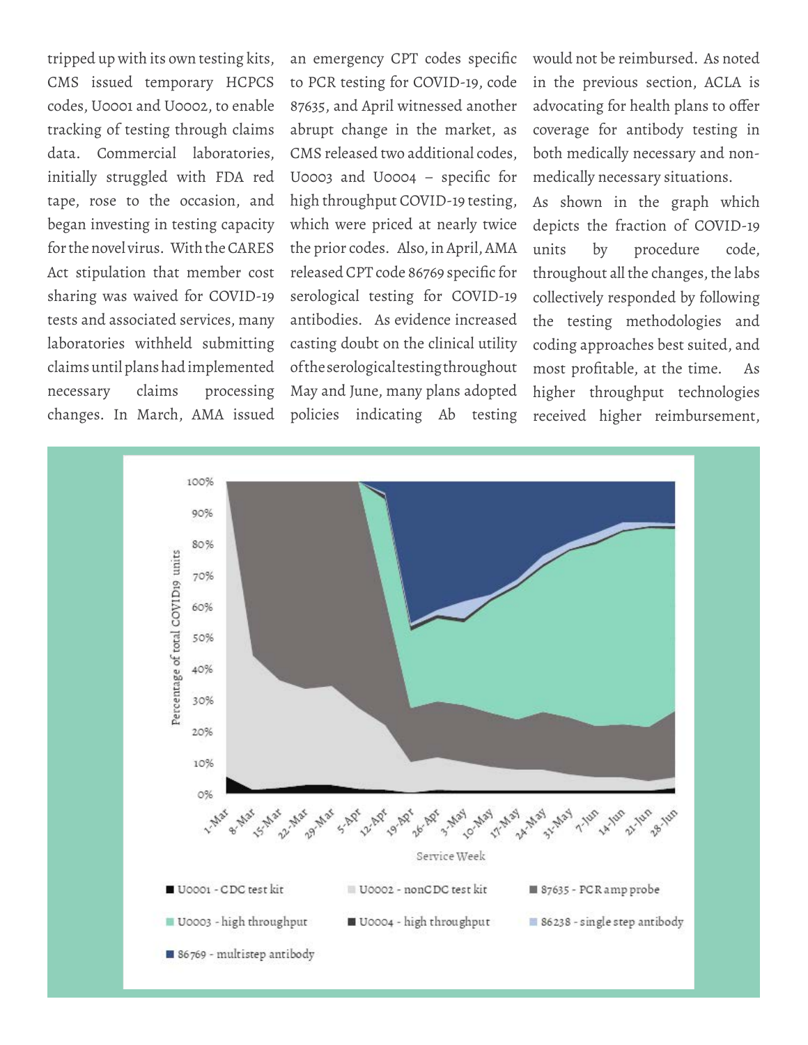tripped up with its own testing kits, CMS issued temporary HCPCS codes, U0001 and U0002, to enable tracking of testing through claims data. Commercial laboratories, initially struggled with FDA red tape, rose to the occasion, and began investing in testing capacity for the novel virus. With the CARES Act stipulation that member cost sharing was waived for COVID-19 tests and associated services, many laboratories withheld submitting claims until plans had implemented necessary claims processing changes. In March, AMA issued an emergency CPT codes specific to PCR testing for COVID-19, code 87635, and April witnessed another abrupt change in the market, as CMS released two additional codes, U0003 and U0004 – specific for high throughput COVID-19 testing, which were priced at nearly twice the prior codes. Also, in April, AMA released CPT code 86769 specific for serological testing for COVID-19 antibodies. As evidence increased casting doubt on the clinical utility of the serological testing throughout May and June, many plans adopted policies indicating Ab testing would not be reimbursed. As noted in the previous section, ACLA is advocating for health plans to offer coverage for antibody testing in both medically necessary and non-medically necessary situations.

As shown in the graph which depicts the fraction of COVID-19 units by procedure code, throughout all the changes, the labs collectively responded by following the testing methodologies and coding approaches best suited, and most profitable, at the time. As higher throughput technologies received higher reimbursement,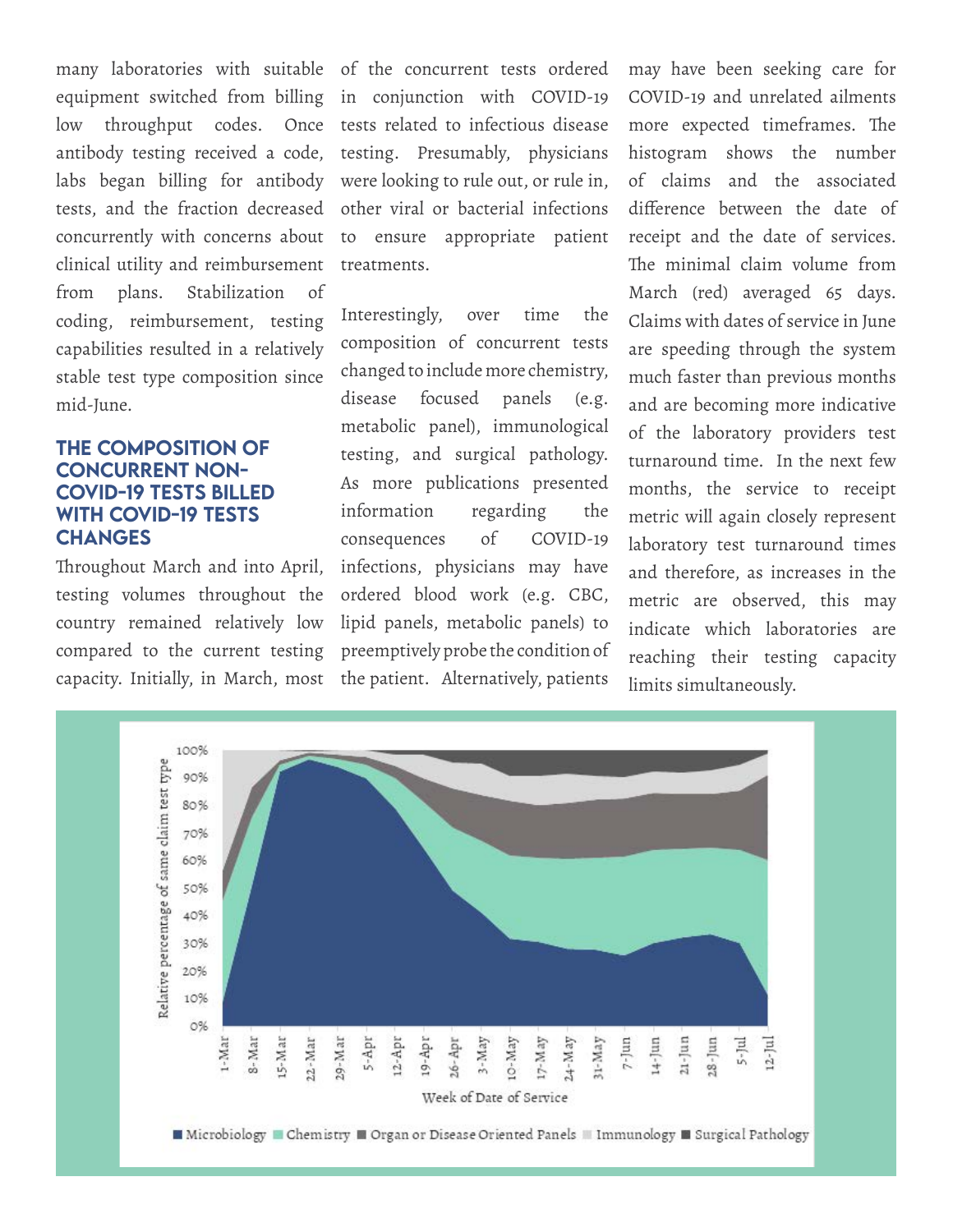many laboratories with suitable equipment switched from billing low throughput codes. Once antibody testing received a code, labs began billing for antibody tests, and the fraction decreased concurrently with concerns about clinical utility and reimbursement from plans. Stabilization of coding, reimbursement, testing capabilities resulted in a relatively stable test type composition since mid-June.

## THE COMPOSITION OF CONCURRENT NON-COVID-19 TESTS BILLED WITH COVID-19 TESTS CHANGES

Throughout March and into April, testing volumes throughout the country remained relatively low compared to the current testing capacity. Initially, in March, most of the concurrent tests ordered in conjunction with COVID-19 tests related to infectious disease testing. Presumably, physicians were looking to rule out, or rule in, other viral or bacterial infections to ensure appropriate patient treatments.

Interestingly, over time the composition of concurrent tests changed to include more chemistry, disease focused panels (e.g. metabolic panel), immunological testing, and surgical pathology. As more publications presented information regarding the consequences of COVID-19 infections, physicians may have ordered blood work (e.g. CBC, lipid panels, metabolic panels) to preemptively probe the condition of the patient. Alternatively, patients may have been seeking care for COVID-19 and unrelated ailments more expected timeframes. The histogram shows the number of claims and the associated difference between the date of receipt and the date of services. The minimal claim volume from March (red) averaged 65 days. Claims with dates of service in June are speeding through the system much faster than previous months and are becoming more indicative of the laboratory providers test turnaround time. In the next few months, the service to receipt metric will again closely represent laboratory test turnaround times and therefore, as increases in the metric are observed, this may indicate which laboratories are reaching their testing capacity limits simultaneously.

Relative percentage of same claim test type (0%–100%) by Week of Date of Service (1-Mar through 12-Jul)

■ Microbiology ■ Chemistry ■ Organ or Disease Oriented Panels ■ Immunology ■ Surgical Pathology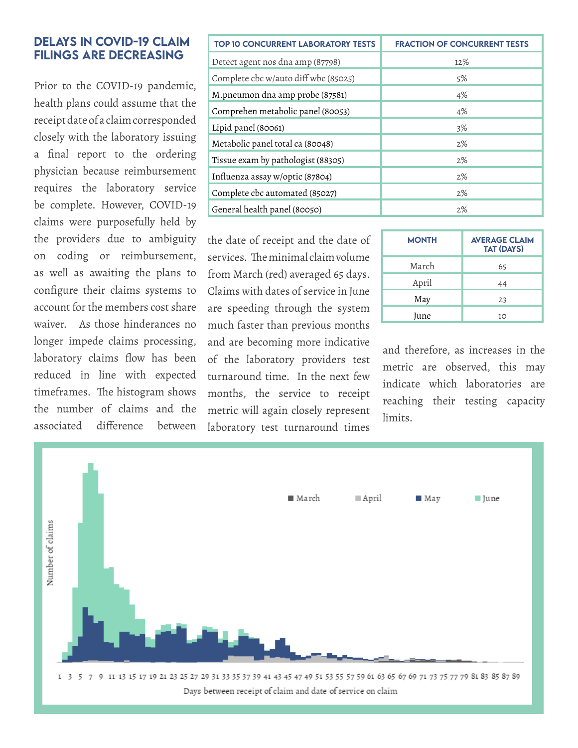## DELAYS IN COVID-19 CLAIM FILINGS ARE DECREASING

Prior to the COVID-19 pandemic, health plans could assume that the receipt date of a claim corresponded closely with the laboratory issuing a final report to the ordering physician because reimbursement requires the laboratory service be complete. However, COVID-19 claims were purposefully held by the providers due to ambiguity on coding or reimbursement, as well as awaiting the plans to configure their claims systems to account for the members cost share waiver. As those hinderances no longer impede claims processing, laboratory claims flow has been reduced in line with expected timeframes. The histogram shows the number of claims and the associated difference between the date of receipt and the date of services. The minimal claim volume from March (red) averaged 65 days. Claims with dates of service in June are speeding through the system much faster than previous months and are becoming more indicative of the laboratory providers test turnaround time. In the next few months, the service to receipt metric will again closely represent laboratory test turnaround times and therefore, as increases in the metric are observed, this may indicate which laboratories are reaching their testing capacity limits.

| TOP 10 CONCURRENT LABORATORY TESTS | FRACTION OF CONCURRENT TESTS |
| --- | --- |
| Detect agent nos dna amp (87798) | 12% |
| Complete cbc w/auto diff wbc (85025) | 5% |
| M.pneumon dna amp probe (87581) | 4% |
| Comprehen metabolic panel (80053) | 4% |
| Lipid panel (80061) | 3% |
| Metabolic panel total ca (80048) | 2% |
| Tissue exam by pathologist (88305) | 2% |
| Influenza assay w/optic (87804) | 2% |
| Complete cbc automated (85027) | 2% |
| General health panel (80050) | 2% |

| MONTH | AVERAGE CLAIM TAT (DAYS) |
| --- | --- |
| March | 65 |
| April | 44 |
| May | 23 |
| June | 10 |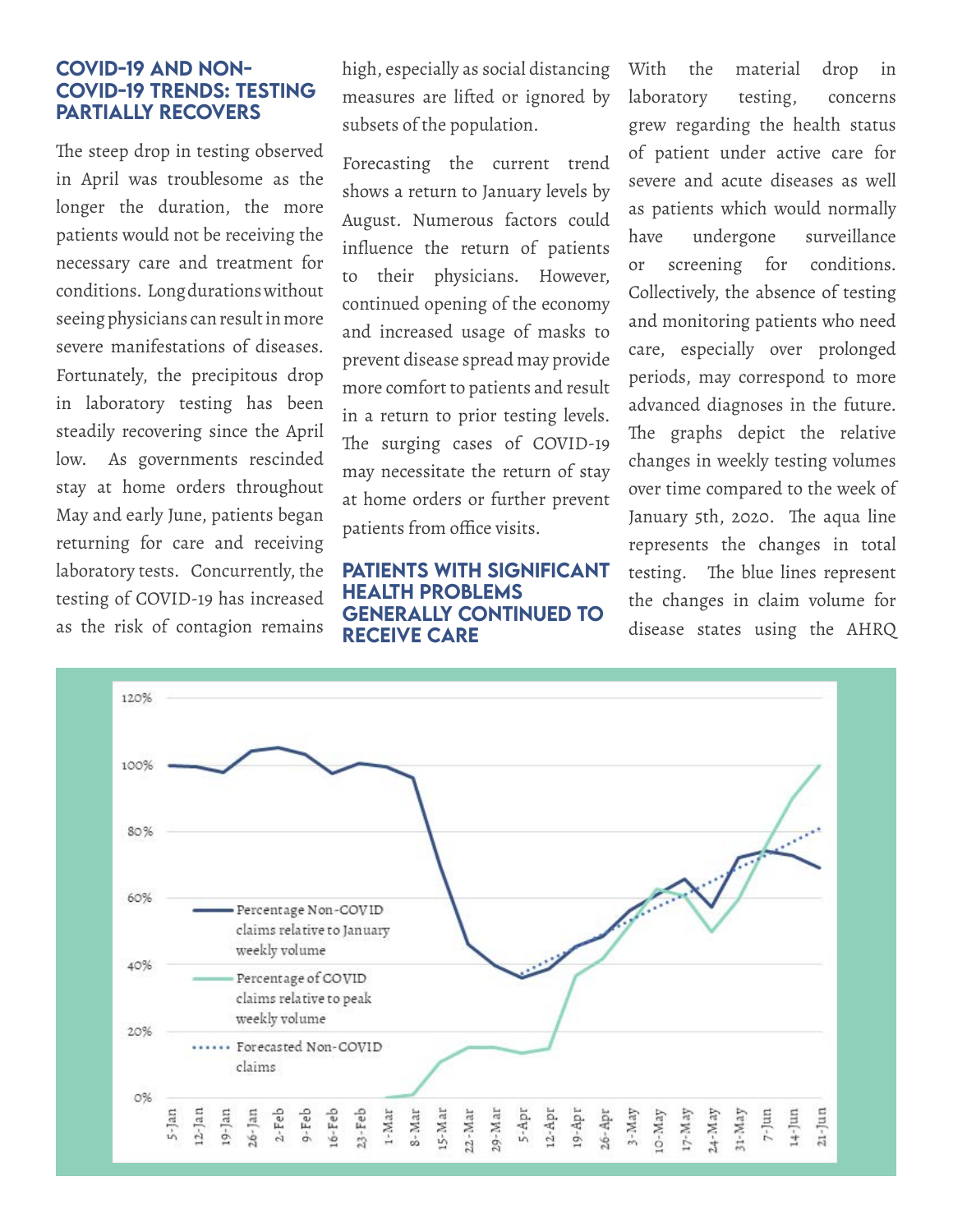## COVID-19 AND NON-COVID-19 TRENDS: TESTING PARTIALLY RECOVERS

The steep drop in testing observed in April was troublesome as the longer the duration, the more patients would not be receiving the necessary care and treatment for conditions. Long durations without seeing physicians can result in more severe manifestations of diseases. Fortunately, the precipitous drop in laboratory testing has been steadily recovering since the April low. As governments rescinded stay at home orders throughout May and early June, patients began returning for care and receiving laboratory tests. Concurrently, the testing of COVID-19 has increased as the risk of contagion remains high, especially as social distancing measures are lifted or ignored by subsets of the population.

Forecasting the current trend shows a return to January levels by August. Numerous factors could influence the return of patients to their physicians. However, continued opening of the economy and increased usage of masks to prevent disease spread may provide more comfort to patients and result in a return to prior testing levels. The surging cases of COVID-19 may necessitate the return of stay at home orders or further prevent patients from office visits.

## PATIENTS WITH SIGNIFICANT HEALTH PROBLEMS GENERALLY CONTINUED TO RECEIVE CARE

With the material drop in laboratory testing, concerns grew regarding the health status of patient under active care for severe and acute diseases as well as patients which would normally have undergone surveillance or screening for conditions. Collectively, the absence of testing and monitoring patients who need care, especially over prolonged periods, may correspond to more advanced diagnoses in the future. The graphs depict the relative changes in weekly testing volumes over time compared to the week of January 5th, 2020. The aqua line represents the changes in total testing. The blue lines represent the changes in claim volume for disease states using the AHRQ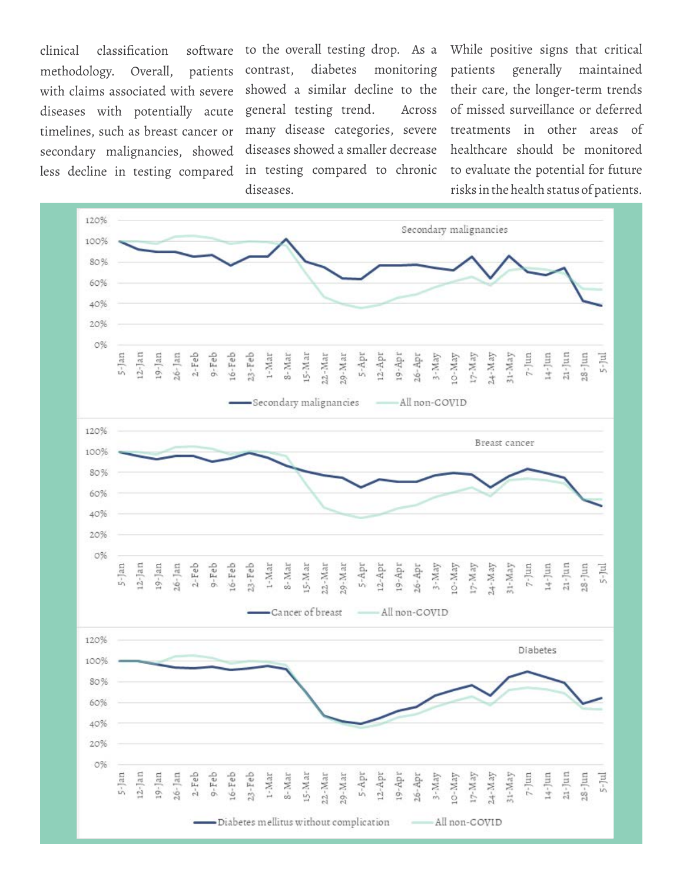clinical classification software methodology. Overall, patients with claims associated with severe diseases with potentially acute timelines, such as breast cancer or secondary malignancies, showed less decline in testing compared to the overall testing drop. As a contrast, diabetes monitoring showed a similar decline to the general testing trend. Across many disease categories, severe diseases showed a smaller decrease in testing compared to chronic diseases.

While positive signs that critical patients generally maintained their care, the longer-term trends of missed surveillance or deferred treatments in other areas of healthcare should be monitored to evaluate the potential for future risks in the health status of patients.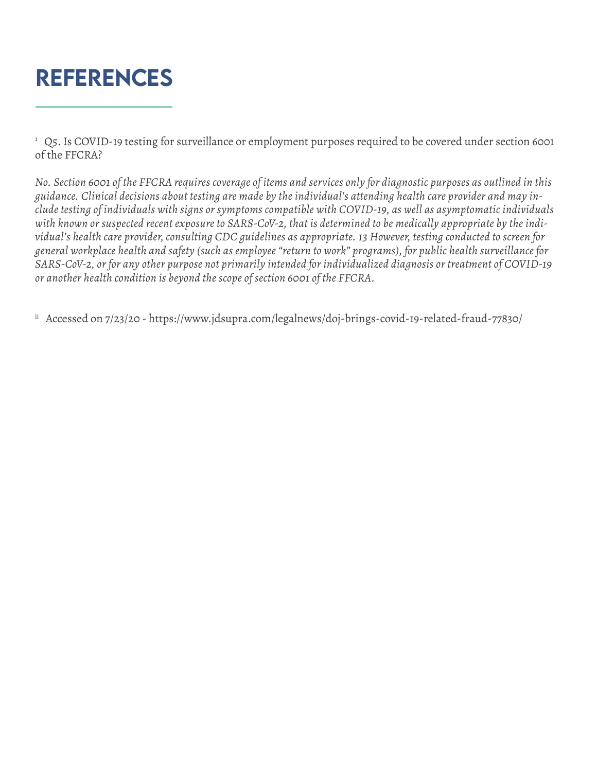# REFERENCES

[i] Q5. Is COVID-19 testing for surveillance or employment purposes required to be covered under section 6001 of the FFCRA?

*No. Section 6001 of the FFCRA requires coverage of items and services only for diagnostic purposes as outlined in this guidance. Clinical decisions about testing are made by the individual's attending health care provider and may include testing of individuals with signs or symptoms compatible with COVID-19, as well as asymptomatic individuals with known or suspected recent exposure to SARS-CoV-2, that is determined to be medically appropriate by the individual's health care provider, consulting CDC guidelines as appropriate. 13 However, testing conducted to screen for general workplace health and safety (such as employee "return to work" programs), for public health surveillance for SARS-CoV-2, or for any other purpose not primarily intended for individualized diagnosis or treatment of COVID-19 or another health condition is beyond the scope of section 6001 of the FFCRA.*

[ii] Accessed on 7/23/20 - https://www.jdsupra.com/legalnews/doj-brings-covid-19-related-fraud-77830/